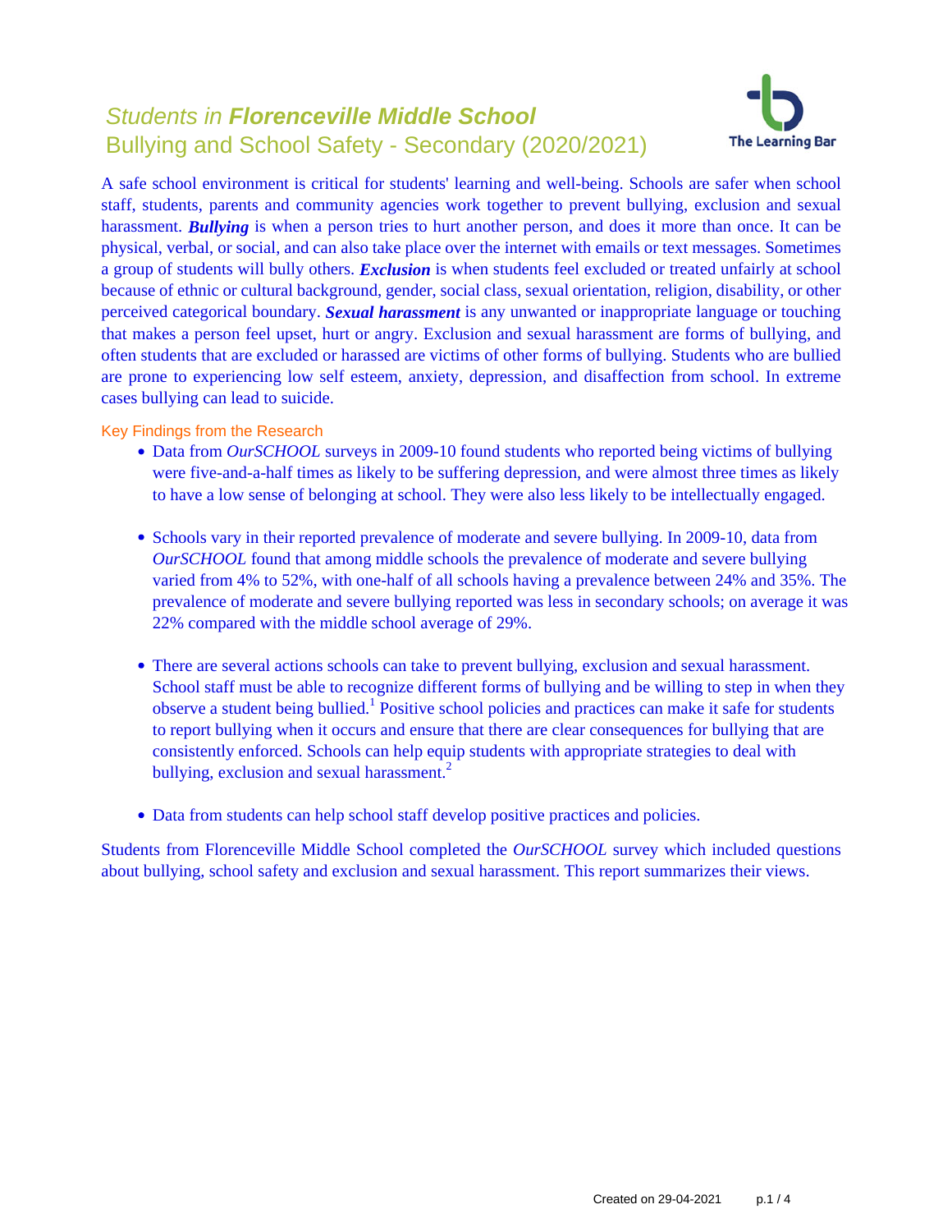# *Students in* ***Florenceville Middle School***

## Bullying and School Safety - Secondary (2020/2021)

A safe school environment is critical for students' learning and well-being. Schools are safer when school staff, students, parents and community agencies work together to prevent bullying, exclusion and sexual harassment. ***Bullying*** is when a person tries to hurt another person, and does it more than once. It can be physical, verbal, or social, and can also take place over the internet with emails or text messages. Sometimes a group of students will bully others. ***Exclusion*** is when students feel excluded or treated unfairly at school because of ethnic or cultural background, gender, social class, sexual orientation, religion, disability, or other perceived categorical boundary. ***Sexual harassment*** is any unwanted or inappropriate language or touching that makes a person feel upset, hurt or angry. Exclusion and sexual harassment are forms of bullying, and often students that are excluded or harassed are victims of other forms of bullying. Students who are bullied are prone to experiencing low self esteem, anxiety, depression, and disaffection from school. In extreme cases bullying can lead to suicide.

### Key Findings from the Research

- Data from *OurSCHOOL* surveys in 2009-10 found students who reported being victims of bullying were five-and-a-half times as likely to be suffering depression, and were almost three times as likely to have a low sense of belonging at school. They were also less likely to be intellectually engaged.

- Schools vary in their reported prevalence of moderate and severe bullying. In 2009-10, data from *OurSCHOOL* found that among middle schools the prevalence of moderate and severe bullying varied from 4% to 52%, with one-half of all schools having a prevalence between 24% and 35%. The prevalence of moderate and severe bullying reported was less in secondary schools; on average it was 22% compared with the middle school average of 29%.

- There are several actions schools can take to prevent bullying, exclusion and sexual harassment. School staff must be able to recognize different forms of bullying and be willing to step in when they observe a student being bullied.[1] Positive school policies and practices can make it safe for students to report bullying when it occurs and ensure that there are clear consequences for bullying that are consistently enforced. Schools can help equip students with appropriate strategies to deal with bullying, exclusion and sexual harassment.[2]

- Data from students can help school staff develop positive practices and policies.

Students from Florenceville Middle School completed the *OurSCHOOL* survey which included questions about bullying, school safety and exclusion and sexual harassment. This report summarizes their views.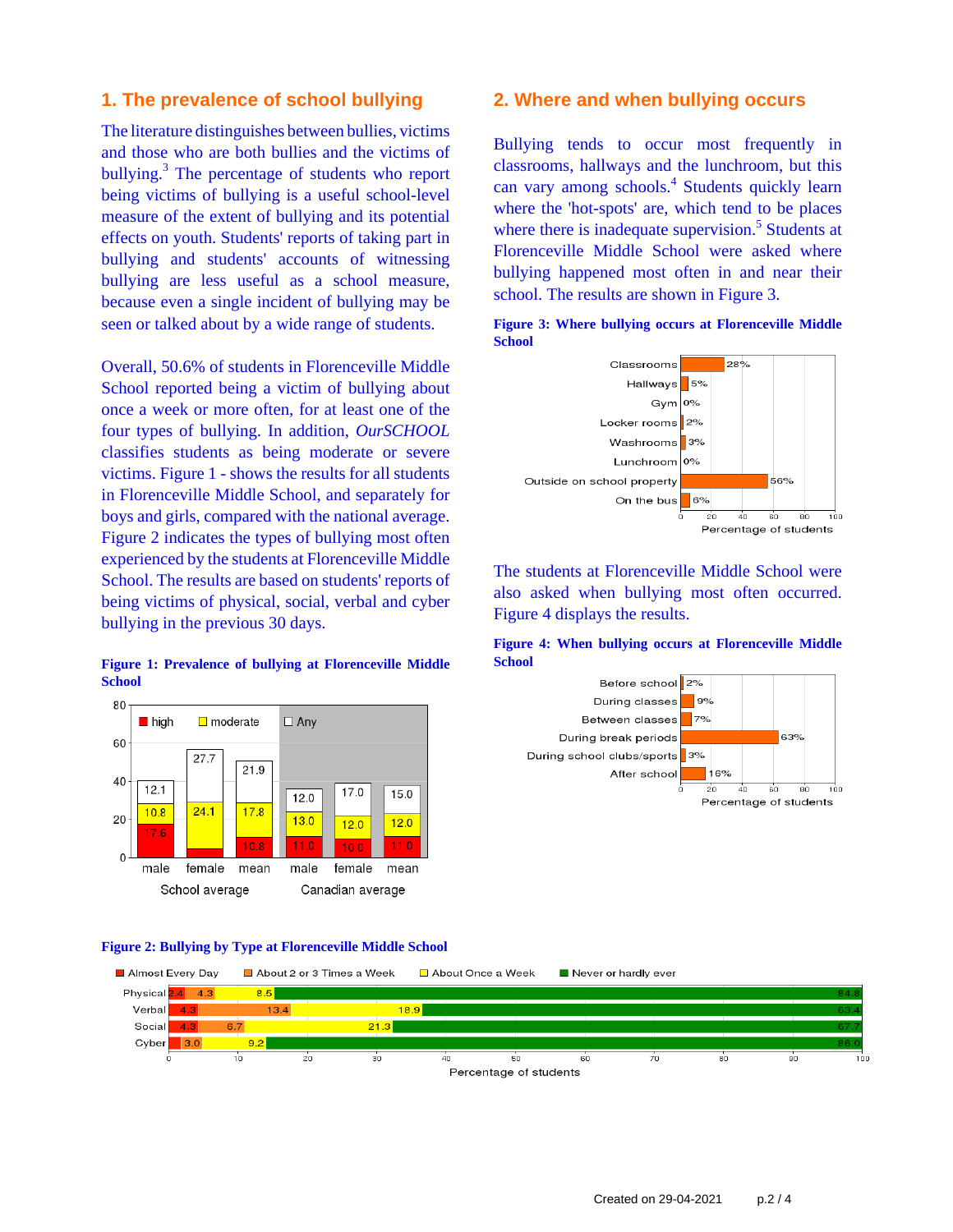## 1. The prevalence of school bullying

The literature distinguishes between bullies, victims and those who are both bullies and the victims of bullying.[3] The percentage of students who report being victims of bullying is a useful school-level measure of the extent of bullying and its potential effects on youth. Students' reports of taking part in bullying and students' accounts of witnessing bullying are less useful as a school measure, because even a single incident of bullying may be seen or talked about by a wide range of students.

Overall, 50.6% of students in Florenceville Middle School reported being a victim of bullying about once a week or more often, for at least one of the four types of bullying. In addition, *OurSCHOOL* classifies students as being moderate or severe victims. Figure 1 - shows the results for all students in Florenceville Middle School, and separately for boys and girls, compared with the national average. Figure 2 indicates the types of bullying most often experienced by the students at Florenceville Middle School. The results are based on students' reports of being victims of physical, social, verbal and cyber bullying in the previous 30 days.

**Figure 1: Prevalence of bullying at Florenceville Middle School**

high
moderate
Any
0
20
40
60
80
School average: male 17.6, 10.8, 12.1; female 24.1, 27.7; mean 10.8, 17.8, 21.9
Canadian average: male 11.0, 13.0, 12.0; female 10.0, 12.0, 17.0; mean 11.0, 12.0, 15.0

**Figure 2: Bullying by Type at Florenceville Middle School**

Almost Every Day
About 2 or 3 Times a Week
About Once a Week
Never or hardly ever
Physical 2.4 4.3 8.5 84.8
Verbal 4.3 13.4 18.9 63.4
Social 4.3 6.7 21.3 67.7
Cyber 3.0 9.2 86.0
0 10 20 30 40 50 60 70 80 90 100
Percentage of students

## 2. Where and when bullying occurs

Bullying tends to occur most frequently in classrooms, hallways and the lunchroom, but this can vary among schools.[4] Students quickly learn where the 'hot-spots' are, which tend to be places where there is inadequate supervision.[5] Students at Florenceville Middle School were asked where bullying happened most often in and near their school. The results are shown in Figure 3.

**Figure 3: Where bullying occurs at Florenceville Middle School**

Classrooms 28%
Hallways 5%
Gym 0%
Locker rooms 2%
Washrooms 3%
Lunchroom 0%
Outside on school property 56%
On the bus 6%
0 20 40 60 80 100
Percentage of students

The students at Florenceville Middle School were also asked when bullying most often occurred. Figure 4 displays the results.

**Figure 4: When bullying occurs at Florenceville Middle School**

Before school 2%
During classes 9%
Between classes 7%
During break periods 63%
During school clubs/sports 3%
After school 16%
0 20 40 60 80 100
Percentage of students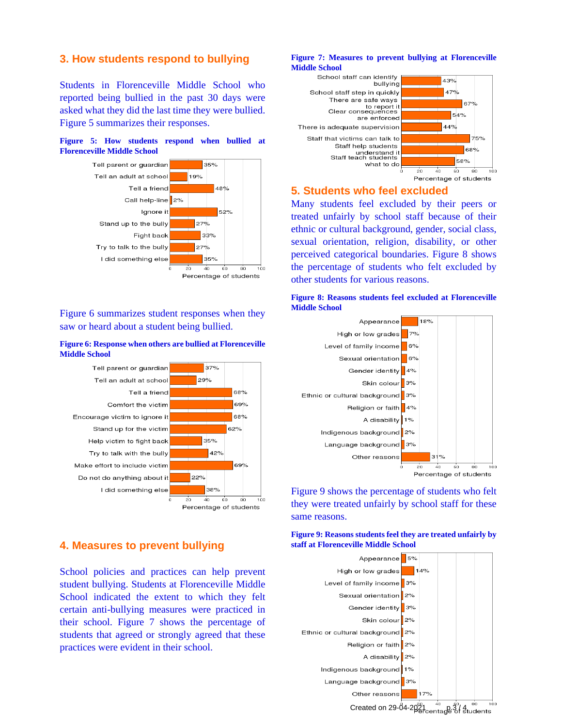## 3. How students respond to bullying

Students in Florenceville Middle School who reported being bullied in the past 30 days were asked what they did the last time they were bullied. Figure 5 summarizes their responses.

**Figure 5: How students respond when bullied at Florenceville Middle School**

Tell parent or guardian 35%
Tell an adult at school 19%
Tell a friend 48%
Call help-line 2%
Ignore it 52%
Stand up to the bully 27%
Fight back 33%
Try to talk to the bully 27%
I did something else 35%
0 20 40 60 80 100
Percentage of students

Figure 6 summarizes student responses when they saw or heard about a student being bullied.

**Figure 6: Response when others are bullied at Florenceville Middle School**

Tell parent or guardian 37%
Tell an adult at school 29%
Tell a friend 68%
Comfort the victim 69%
Encourage victim to ignore it 68%
Stand up for the victim 62%
Help victim to fight back 35%
Try to talk with the bully 42%
Make effort to include victim 69%
Do not do anything about it 22%
I did something else 38%
0 20 40 60 80 100
Percentage of students

## 4. Measures to prevent bullying

School policies and practices can help prevent student bullying. Students at Florenceville Middle School indicated the extent to which they felt certain anti-bullying measures were practiced in their school. Figure 7 shows the percentage of students that agreed or strongly agreed that these practices were evident in their school.

**Figure 7: Measures to prevent bullying at Florenceville Middle School**

School staff can identify bullying 43%
School staff step in quickly 47%
There are safe ways to report it 67%
Clear consequences are enforced 54%
There is adequate supervision 44%
Staff that victims can talk to 75%
Staff help students understand it 68%
Staff teach students what to do 58%
0 20 40 60 80 100
Percentage of students

## 5. Students who feel excluded

Many students feel excluded by their peers or treated unfairly by school staff because of their ethnic or cultural background, gender, social class, sexual orientation, religion, disability, or other perceived categorical boundaries. Figure 8 shows the percentage of students who felt excluded by other students for various reasons.

**Figure 8: Reasons students feel excluded at Florenceville Middle School**

Appearance 18%
High or low grades 7%
Level of family income 6%
Sexual orientation 6%
Gender identity 4%
Skin colour 3%
Ethnic or cultural background 3%
Religion or faith 4%
A disability 1%
Indigenous background 2%
Language background 3%
Other reasons 31%
0 20 40 60 80 100
Percentage of students

Figure 9 shows the percentage of students who felt they were treated unfairly by school staff for these same reasons.

**Figure 9: Reasons students feel they are treated unfairly by staff at Florenceville Middle School**

Appearance 5%
High or low grades 14%
Level of family income 3%
Sexual orientation 2%
Gender identity 3%
Skin colour 2%
Ethnic or cultural background 2%
Religion or faith 2%
A disability 2%
Indigenous background 1%
Language background 3%
Other reasons 17%
0 20 40 60 80 100
Percentage of students

Created on 29-04-2021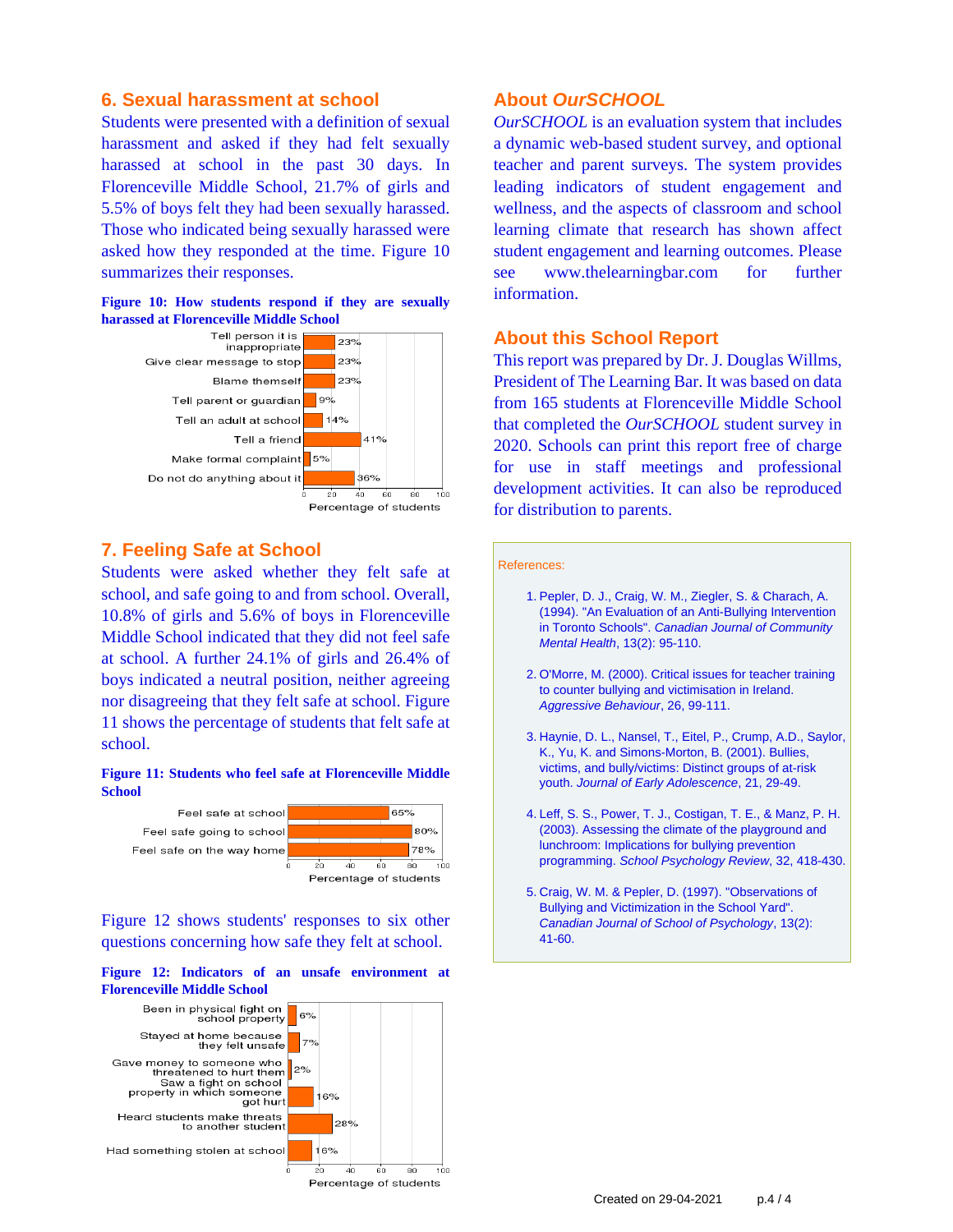## 6. Sexual harassment at school

Students were presented with a definition of sexual harassment and asked if they had felt sexually harassed at school in the past 30 days. In Florenceville Middle School, 21.7% of girls and 5.5% of boys felt they had been sexually harassed. Those who indicated being sexually harassed were asked how they responded at the time. Figure 10 summarizes their responses.

**Figure 10: How students respond if they are sexually harassed at Florenceville Middle School**

Tell person it is inappropriate 23%
Give clear message to stop 23%
Blame themself 23%
Tell parent or guardian 9%
Tell an adult at school 14%
Tell a friend 41%
Make formal complaint 5%
Do not do anything about it 36%

0 20 40 60 80 100
Percentage of students

## 7. Feeling Safe at School

Students were asked whether they felt safe at school, and safe going to and from school. Overall, 10.8% of girls and 5.6% of boys in Florenceville Middle School indicated that they did not feel safe at school. A further 24.1% of girls and 26.4% of boys indicated a neutral position, neither agreeing nor disagreeing that they felt safe at school. Figure 11 shows the percentage of students that felt safe at school.

**Figure 11: Students who feel safe at Florenceville Middle School**

Feel safe at school 65%
Feel safe going to school 80%
Feel safe on the way home 78%

0 20 40 60 80 100
Percentage of students

Figure 12 shows students' responses to six other questions concerning how safe they felt at school.

**Figure 12: Indicators of an unsafe environment at Florenceville Middle School**

Been in physical fight on school property 6%
Stayed at home because they felt unsafe 7%
Gave money to someone who threatened to hurt them 2%
Saw a fight on school property in which someone got hurt 16%
Heard students make threats to another student 28%
Had something stolen at school 16%

0 20 40 60 80 100
Percentage of students

## About *OurSCHOOL*

*OurSCHOOL* is an evaluation system that includes a dynamic web-based student survey, and optional teacher and parent surveys. The system provides leading indicators of student engagement and wellness, and the aspects of classroom and school learning climate that research has shown affect student engagement and learning outcomes. Please see www.thelearningbar.com for further information.

## About this School Report

This report was prepared by Dr. J. Douglas Willms, President of The Learning Bar. It was based on data from 165 students at Florenceville Middle School that completed the *OurSCHOOL* student survey in 2020. Schools can print this report free of charge for use in staff meetings and professional development activities. It can also be reproduced for distribution to parents.

References:

1. Pepler, D. J., Craig, W. M., Ziegler, S. & Charach, A. (1994). "An Evaluation of an Anti-Bullying Intervention in Toronto Schools". *Canadian Journal of Community Mental Health*, 13(2): 95-110.
2. O'Morre, M. (2000). Critical issues for teacher training to counter bullying and victimisation in Ireland. *Aggressive Behaviour*, 26, 99-111.
3. Haynie, D. L., Nansel, T., Eitel, P., Crump, A.D., Saylor, K., Yu, K. and Simons-Morton, B. (2001). Bullies, victims, and bully/victims: Distinct groups of at-risk youth. *Journal of Early Adolescence*, 21, 29-49.
4. Leff, S. S., Power, T. J., Costigan, T. E., & Manz, P. H. (2003). Assessing the climate of the playground and lunchroom: Implications for bullying prevention programming. *School Psychology Review*, 32, 418-430.
5. Craig, W. M. & Pepler, D. (1997). "Observations of Bullying and Victimization in the School Yard". *Canadian Journal of School of Psychology*, 13(2): 41-60.

Created on 29-04-2021